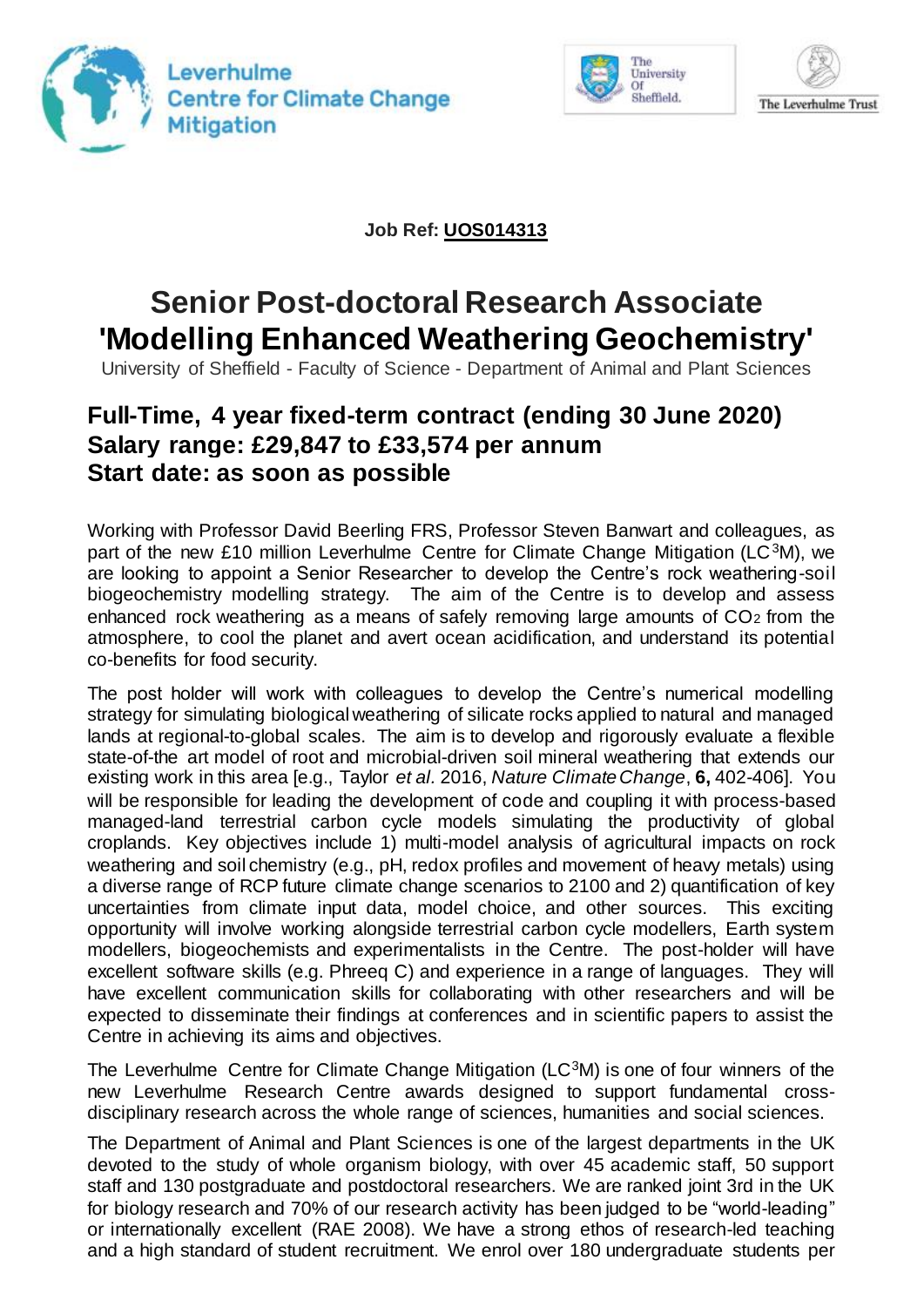Leverhulme Centre for Climate Change Mitigation

The University Of Sheffield.

The Leverhulme Trust

**Job Ref: UOS014313**

# Senior Post-doctoral Research Associate 'Modelling Enhanced Weathering Geochemistry'

University of Sheffield - Faculty of Science - Department of Animal and Plant Sciences

## Full-Time, 4 year fixed-term contract (ending 30 June 2020)
## Salary range: £29,847 to £33,574 per annum
## Start date: as soon as possible

Working with Professor David Beerling FRS, Professor Steven Banwart and colleagues, as part of the new £10 million Leverhulme Centre for Climate Change Mitigation (LC$^3$M), we are looking to appoint a Senior Researcher to develop the Centre's rock weathering-soil biogeochemistry modelling strategy. The aim of the Centre is to develop and assess enhanced rock weathering as a means of safely removing large amounts of $CO_2$ from the atmosphere, to cool the planet and avert ocean acidification, and understand its potential co-benefits for food security.

The post holder will work with colleagues to develop the Centre's numerical modelling strategy for simulating biological weathering of silicate rocks applied to natural and managed lands at regional-to-global scales. The aim is to develop and rigorously evaluate a flexible state-of-the art model of root and microbial-driven soil mineral weathering that extends our existing work in this area [e.g., Taylor *et al*. 2016, *Nature Climate Change*, **6,** 402-406]. You will be responsible for leading the development of code and coupling it with process-based managed-land terrestrial carbon cycle models simulating the productivity of global croplands. Key objectives include 1) multi-model analysis of agricultural impacts on rock weathering and soil chemistry (e.g., pH, redox profiles and movement of heavy metals) using a diverse range of RCP future climate change scenarios to 2100 and 2) quantification of key uncertainties from climate input data, model choice, and other sources. This exciting opportunity will involve working alongside terrestrial carbon cycle modellers, Earth system modellers, biogeochemists and experimentalists in the Centre. The post-holder will have excellent software skills (e.g. Phreeq C) and experience in a range of languages. They will have excellent communication skills for collaborating with other researchers and will be expected to disseminate their findings at conferences and in scientific papers to assist the Centre in achieving its aims and objectives.

The Leverhulme Centre for Climate Change Mitigation (LC$^3$M) is one of four winners of the new Leverhulme Research Centre awards designed to support fundamental cross-disciplinary research across the whole range of sciences, humanities and social sciences.

The Department of Animal and Plant Sciences is one of the largest departments in the UK devoted to the study of whole organism biology, with over 45 academic staff, 50 support staff and 130 postgraduate and postdoctoral researchers. We are ranked joint 3rd in the UK for biology research and 70% of our research activity has been judged to be "world-leading" or internationally excellent (RAE 2008). We have a strong ethos of research-led teaching and a high standard of student recruitment. We enrol over 180 undergraduate students per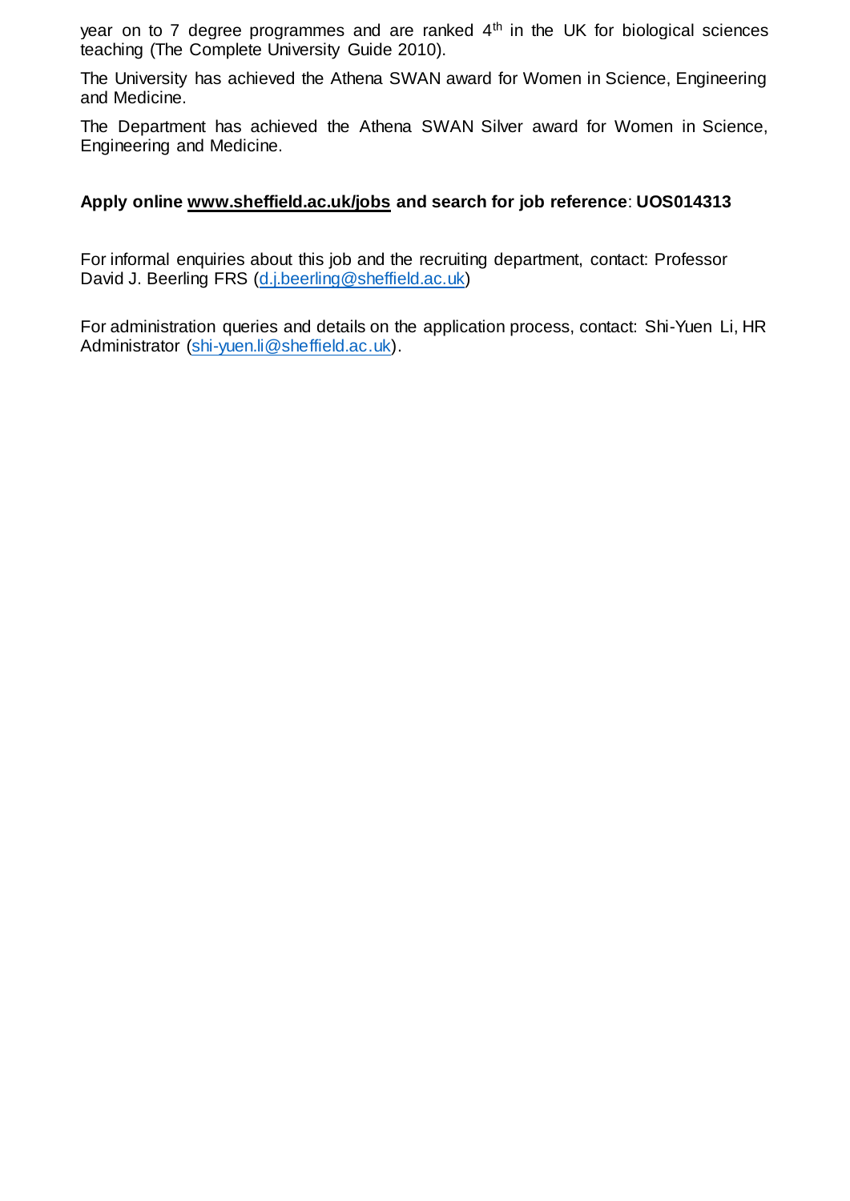year on to 7 degree programmes and are ranked 4th in the UK for biological sciences teaching (The Complete University Guide 2010).

The University has achieved the Athena SWAN award for Women in Science, Engineering and Medicine.

The Department has achieved the Athena SWAN Silver award for Women in Science, Engineering and Medicine.

**Apply online www.sheffield.ac.uk/jobs and search for job reference**: **UOS014313**

For informal enquiries about this job and the recruiting department, contact: Professor David J. Beerling FRS (d.j.beerling@sheffield.ac.uk)

For administration queries and details on the application process, contact: Shi-Yuen Li, HR Administrator (shi-yuen.li@sheffield.ac.uk).